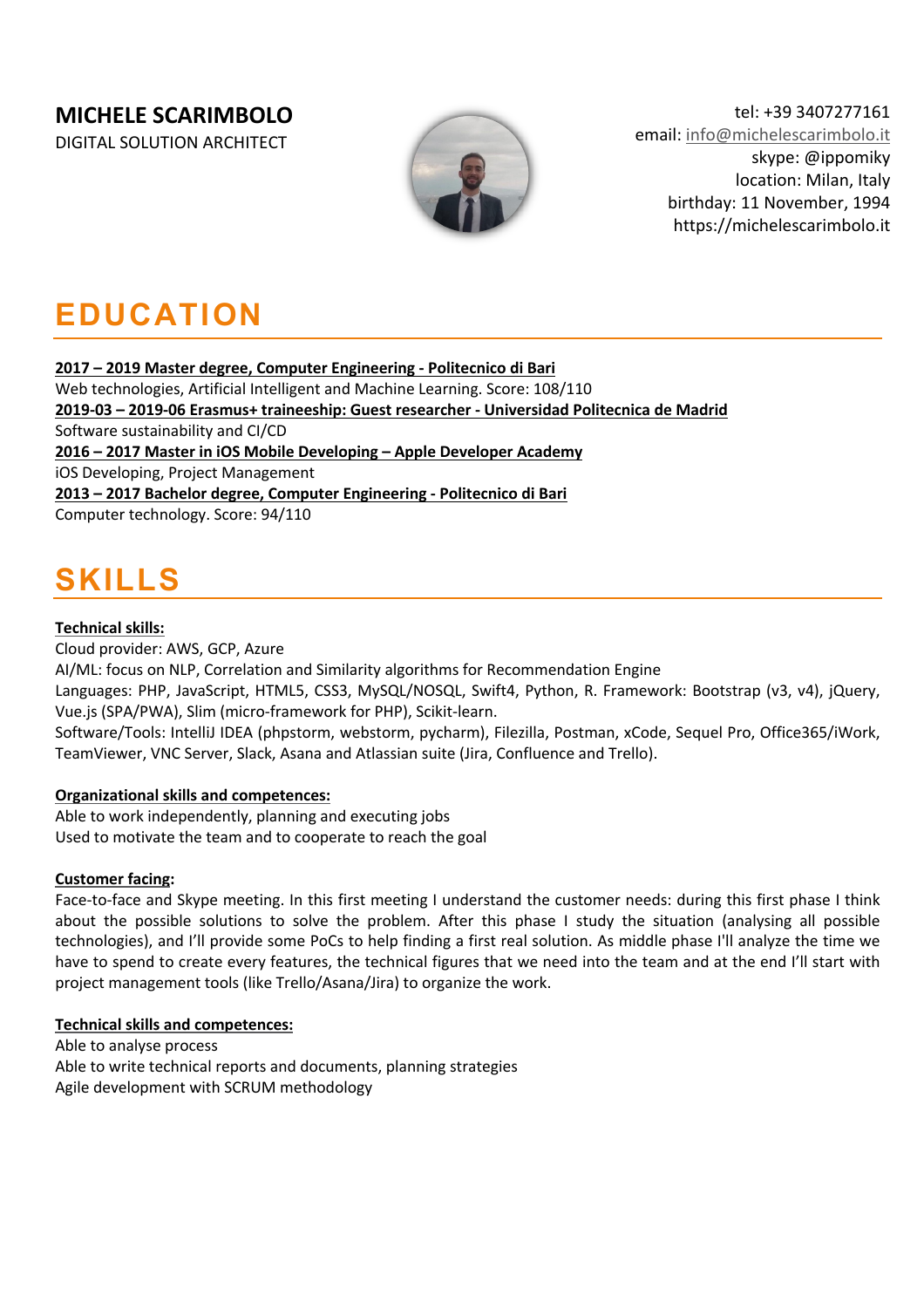**MICHELE SCARIMBOLO**
DIGITAL SOLUTION ARCHITECT

tel: +39 3407277161
email: info@michelescarimbolo.it
skype: @ippomiky
location: Milan, Italy
birthday: 11 November, 1994
https://michelescarimbolo.it

# EDUCATION

**2017 – 2019 Master degree, Computer Engineering - Politecnico di Bari**
Web technologies, Artificial Intelligent and Machine Learning. Score: 108/110
**2019-03 – 2019-06 Erasmus+ traineeship: Guest researcher - Universidad Politecnica de Madrid**
Software sustainability and CI/CD
**2016 – 2017 Master in iOS Mobile Developing – Apple Developer Academy**
iOS Developing, Project Management
**2013 – 2017 Bachelor degree, Computer Engineering - Politecnico di Bari**
Computer technology. Score: 94/110

# SKILLS

**Technical skills:**
Cloud provider: AWS, GCP, Azure
AI/ML: focus on NLP, Correlation and Similarity algorithms for Recommendation Engine
Languages: PHP, JavaScript, HTML5, CSS3, MySQL/NOSQL, Swift4, Python, R. Framework: Bootstrap (v3, v4), jQuery, Vue.js (SPA/PWA), Slim (micro-framework for PHP), Scikit-learn.
Software/Tools: IntelliJ IDEA (phpstorm, webstorm, pycharm), Filezilla, Postman, xCode, Sequel Pro, Office365/iWork, TeamViewer, VNC Server, Slack, Asana and Atlassian suite (Jira, Confluence and Trello).

**Organizational skills and competences:**
Able to work independently, planning and executing jobs
Used to motivate the team and to cooperate to reach the goal

**Customer facing:**
Face-to-face and Skype meeting. In this first meeting I understand the customer needs: during this first phase I think about the possible solutions to solve the problem. After this phase I study the situation (analysing all possible technologies), and I'll provide some PoCs to help finding a first real solution. As middle phase I'll analyze the time we have to spend to create every features, the technical figures that we need into the team and at the end I'll start with project management tools (like Trello/Asana/Jira) to organize the work.

**Technical skills and competences:**
Able to analyse process
Able to write technical reports and documents, planning strategies
Agile development with SCRUM methodology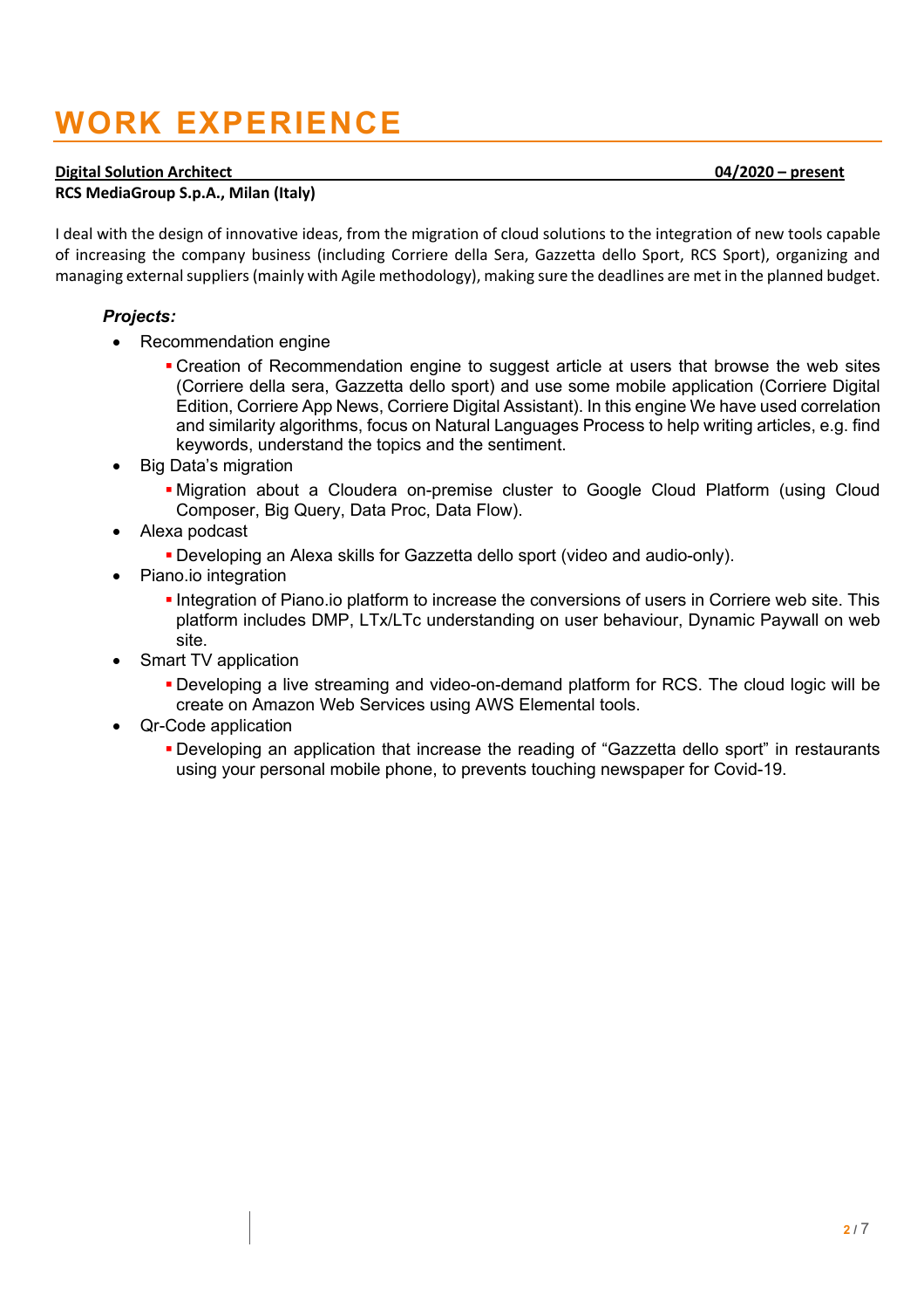# WORK EXPERIENCE

**Digital Solution Architect** **04/2020 – present**

**RCS MediaGroup S.p.A., Milan (Italy)**

I deal with the design of innovative ideas, from the migration of cloud solutions to the integration of new tools capable of increasing the company business (including Corriere della Sera, Gazzetta dello Sport, RCS Sport), organizing and managing external suppliers (mainly with Agile methodology), making sure the deadlines are met in the planned budget.

***Projects:***

- Recommendation engine
  - Creation of Recommendation engine to suggest article at users that browse the web sites (Corriere della sera, Gazzetta dello sport) and use some mobile application (Corriere Digital Edition, Corriere App News, Corriere Digital Assistant). In this engine We have used correlation and similarity algorithms, focus on Natural Languages Process to help writing articles, e.g. find keywords, understand the topics and the sentiment.
- Big Data's migration
  - Migration about a Cloudera on-premise cluster to Google Cloud Platform (using Cloud Composer, Big Query, Data Proc, Data Flow).
- Alexa podcast
  - Developing an Alexa skills for Gazzetta dello sport (video and audio-only).
- Piano.io integration
  - Integration of Piano.io platform to increase the conversions of users in Corriere web site. This platform includes DMP, LTx/LTc understanding on user behaviour, Dynamic Paywall on web site.
- Smart TV application
  - Developing a live streaming and video-on-demand platform for RCS. The cloud logic will be create on Amazon Web Services using AWS Elemental tools.
- Qr-Code application
  - Developing an application that increase the reading of "Gazzetta dello sport" in restaurants using your personal mobile phone, to prevents touching newspaper for Covid-19.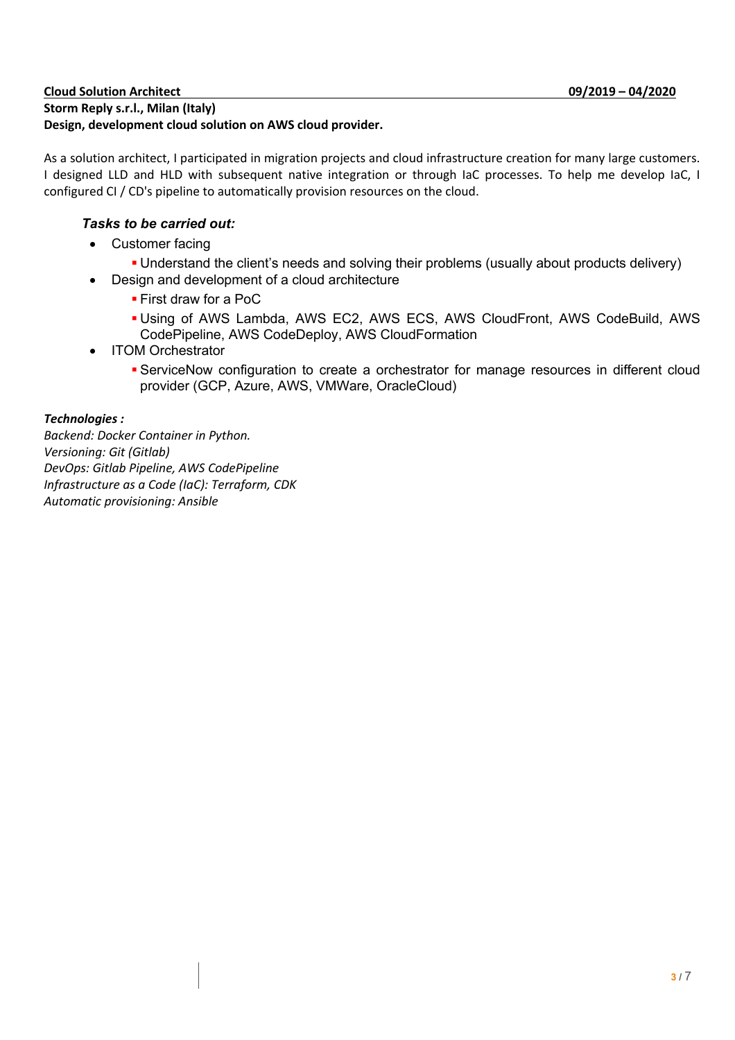**Cloud Solution Architect** **09/2019 – 04/2020**

**Storm Reply s.r.l., Milan (Italy)**

**Design, development cloud solution on AWS cloud provider.**

As a solution architect, I participated in migration projects and cloud infrastructure creation for many large customers. I designed LLD and HLD with subsequent native integration or through IaC processes. To help me develop IaC, I configured CI / CD's pipeline to automatically provision resources on the cloud.

***Tasks to be carried out:***

- Customer facing
  - Understand the client's needs and solving their problems (usually about products delivery)
- Design and development of a cloud architecture
  - First draw for a PoC
  - Using of AWS Lambda, AWS EC2, AWS ECS, AWS CloudFront, AWS CodeBuild, AWS CodePipeline, AWS CodeDeploy, AWS CloudFormation
- ITOM Orchestrator
  - ServiceNow configuration to create a orchestrator for manage resources in different cloud provider (GCP, Azure, AWS, VMWare, OracleCloud)

***Technologies :***

*Backend: Docker Container in Python.*
*Versioning: Git (Gitlab)*
*DevOps: Gitlab Pipeline, AWS CodePipeline*
*Infrastructure as a Code (IaC): Terraform, CDK*
*Automatic provisioning: Ansible*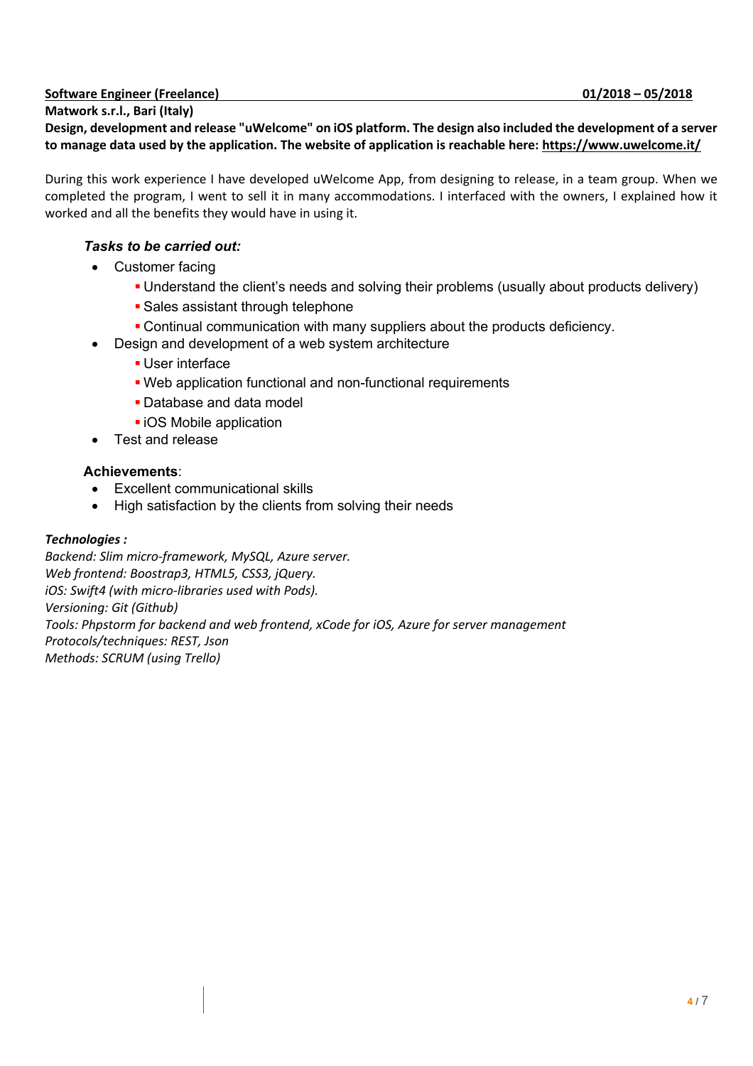**Software Engineer (Freelance)** **01/2018 – 05/2018**

**Matwork s.r.l., Bari (Italy)**

**Design, development and release "uWelcome" on iOS platform. The design also included the development of a server to manage data used by the application. The website of application is reachable here: https://www.uwelcome.it/**

During this work experience I have developed uWelcome App, from designing to release, in a team group. When we completed the program, I went to sell it in many accommodations. I interfaced with the owners, I explained how it worked and all the benefits they would have in using it.

***Tasks to be carried out:***

- Customer facing
  - Understand the client's needs and solving their problems (usually about products delivery)
  - Sales assistant through telephone
  - Continual communication with many suppliers about the products deficiency.
- Design and development of a web system architecture
  - User interface
  - Web application functional and non-functional requirements
  - Database and data model
  - iOS Mobile application
- Test and release

**Achievements**:

- Excellent communicational skills
- High satisfaction by the clients from solving their needs

***Technologies :***

*Backend: Slim micro-framework, MySQL, Azure server.*
*Web frontend: Boostrap3, HTML5, CSS3, jQuery.*
*iOS: Swift4 (with micro-libraries used with Pods).*
*Versioning: Git (Github)*
*Tools: Phpstorm for backend and web frontend, xCode for iOS, Azure for server management*
*Protocols/techniques: REST, Json*
*Methods: SCRUM (using Trello)*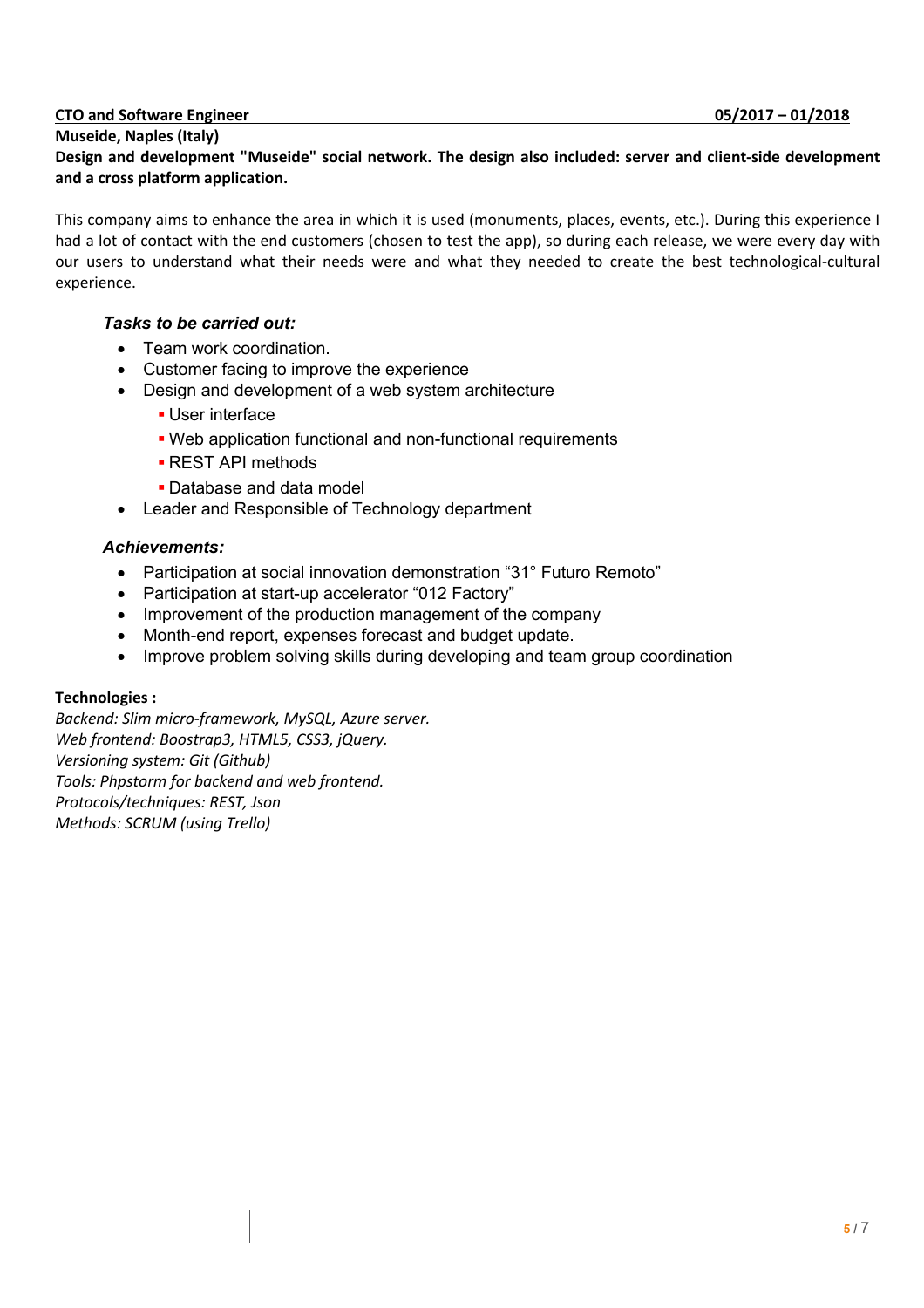**CTO and Software Engineer** **05/2017 – 01/2018**

**Museide, Naples (Italy)**

**Design and development "Museide" social network. The design also included: server and client-side development and a cross platform application.**

This company aims to enhance the area in which it is used (monuments, places, events, etc.). During this experience I had a lot of contact with the end customers (chosen to test the app), so during each release, we were every day with our users to understand what their needs were and what they needed to create the best technological-cultural experience.

***Tasks to be carried out:***

- Team work coordination.
- Customer facing to improve the experience
- Design and development of a web system architecture
    - User interface
    - Web application functional and non-functional requirements
    - REST API methods
    - Database and data model
- Leader and Responsible of Technology department

***Achievements:***

- Participation at social innovation demonstration “31° Futuro Remoto”
- Participation at start-up accelerator “012 Factory”
- Improvement of the production management of the company
- Month-end report, expenses forecast and budget update.
- Improve problem solving skills during developing and team group coordination

**Technologies :**

*Backend: Slim micro-framework, MySQL, Azure server.*
*Web frontend: Boostrap3, HTML5, CSS3, jQuery.*
*Versioning system: Git (Github)*
*Tools: Phpstorm for backend and web frontend.*
*Protocols/techniques: REST, Json*
*Methods: SCRUM (using Trello)*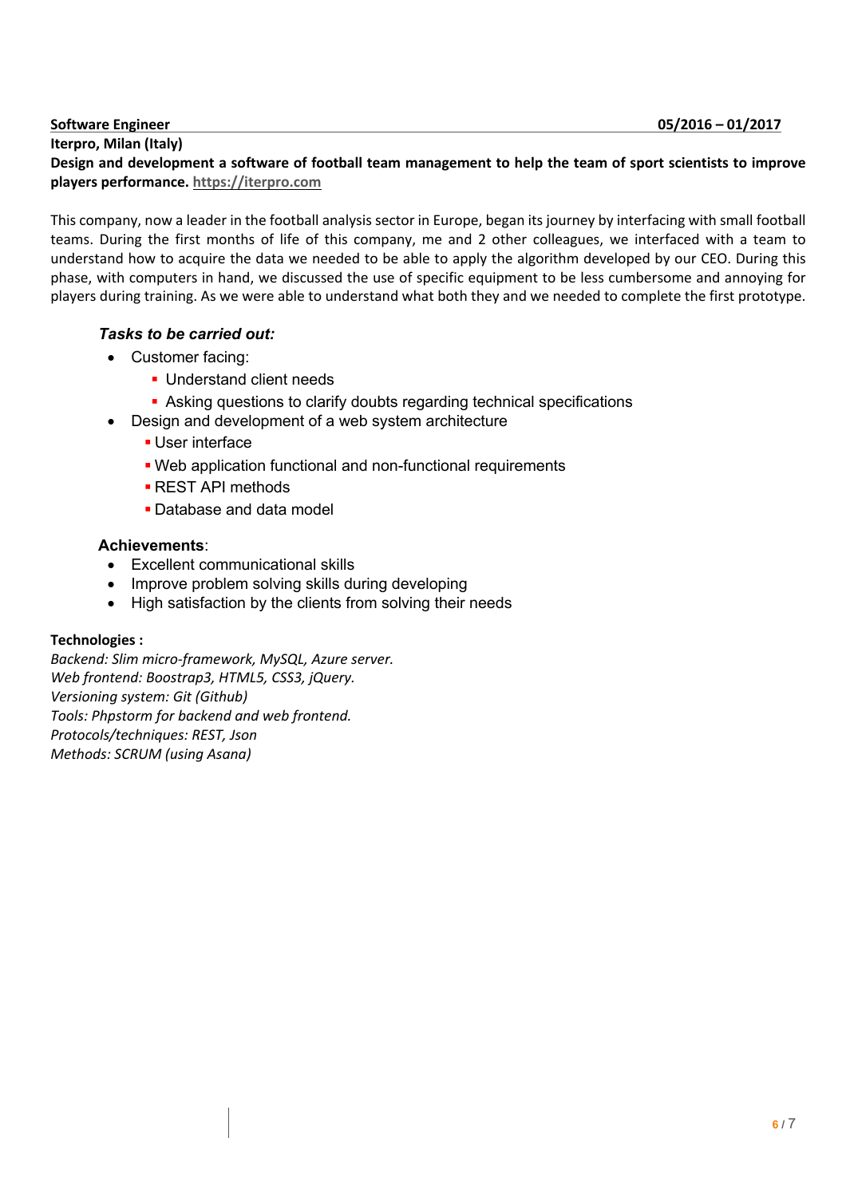**Software Engineer** **05/2016 – 01/2017**

**Iterpro, Milan (Italy)**

**Design and development a software of football team management to help the team of sport scientists to improve players performance. https://iterpro.com**

This company, now a leader in the football analysis sector in Europe, began its journey by interfacing with small football teams. During the first months of life of this company, me and 2 other colleagues, we interfaced with a team to understand how to acquire the data we needed to be able to apply the algorithm developed by our CEO. During this phase, with computers in hand, we discussed the use of specific equipment to be less cumbersome and annoying for players during training. As we were able to understand what both they and we needed to complete the first prototype.

***Tasks to be carried out:***

- Customer facing:
  - Understand client needs
  - Asking questions to clarify doubts regarding technical specifications
- Design and development of a web system architecture
  - User interface
  - Web application functional and non-functional requirements
  - REST API methods
  - Database and data model

**Achievements**:

- Excellent communicational skills
- Improve problem solving skills during developing
- High satisfaction by the clients from solving their needs

**Technologies :**

*Backend: Slim micro-framework, MySQL, Azure server.*
*Web frontend: Boostrap3, HTML5, CSS3, jQuery.*
*Versioning system: Git (Github)*
*Tools: Phpstorm for backend and web frontend.*
*Protocols/techniques: REST, Json*
*Methods: SCRUM (using Asana)*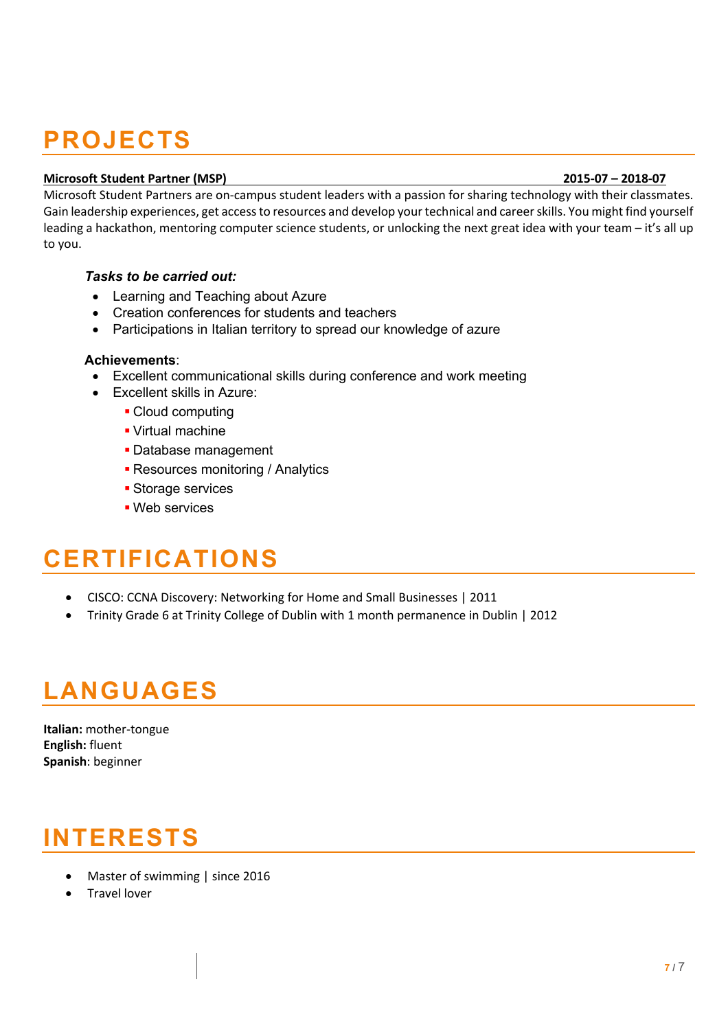# PROJECTS

**Microsoft Student Partner (MSP)** **2015-07 – 2018-07**

Microsoft Student Partners are on-campus student leaders with a passion for sharing technology with their classmates. Gain leadership experiences, get access to resources and develop your technical and career skills. You might find yourself leading a hackathon, mentoring computer science students, or unlocking the next great idea with your team – it's all up to you.

***Tasks to be carried out:***

- Learning and Teaching about Azure
- Creation conferences for students and teachers
- Participations in Italian territory to spread our knowledge of azure

**Achievements**:

- Excellent communicational skills during conference and work meeting
- Excellent skills in Azure:
  - Cloud computing
  - Virtual machine
  - Database management
  - Resources monitoring / Analytics
  - Storage services
  - Web services

# CERTIFICATIONS

- CISCO: CCNA Discovery: Networking for Home and Small Businesses | 2011
- Trinity Grade 6 at Trinity College of Dublin with 1 month permanence in Dublin | 2012

# LANGUAGES

**Italian:** mother-tongue
**English:** fluent
**Spanish**: beginner

# INTERESTS

- Master of swimming | since 2016
- Travel lover